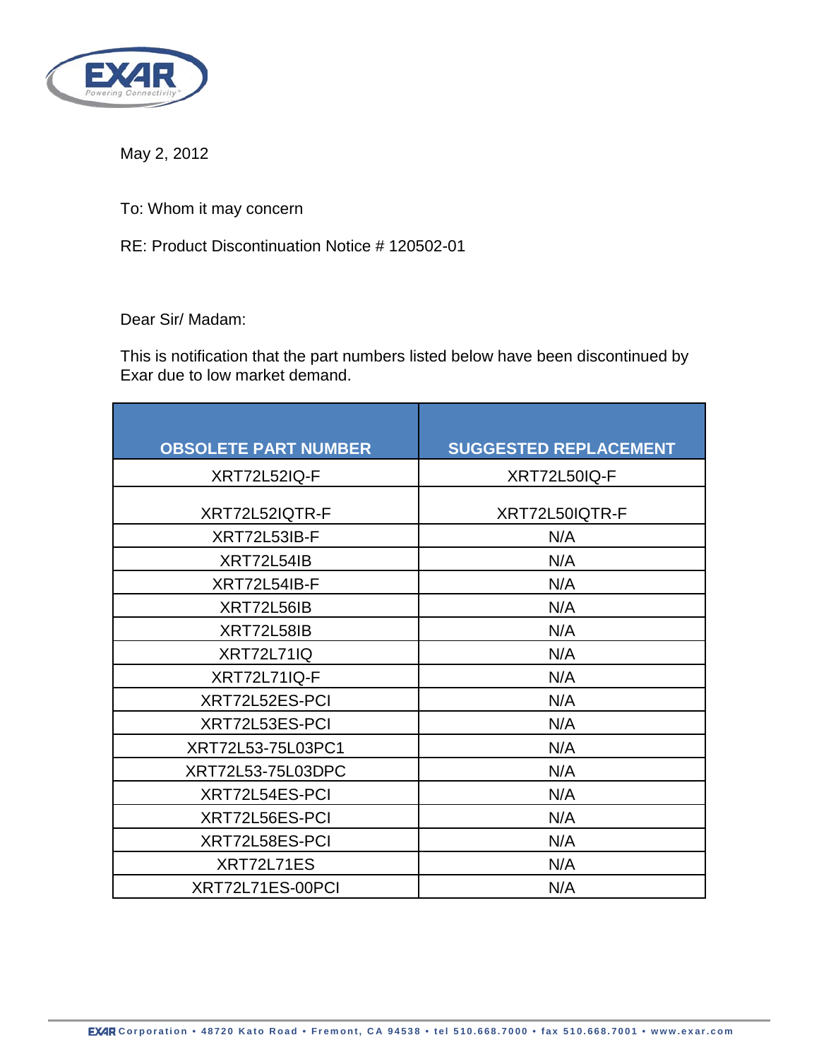May 2, 2012

To: Whom it may concern

RE: Product Discontinuation Notice # 120502-01

Dear Sir/ Madam:

This is notification that the part numbers listed below have been discontinued by Exar due to low market demand.

| OBSOLETE PART NUMBER | SUGGESTED REPLACEMENT |
|---|---|
| XRT72L52IQ-F | XRT72L50IQ-F |
| XRT72L52IQTR-F | XRT72L50IQTR-F |
| XRT72L53IB-F | N/A |
| XRT72L54IB | N/A |
| XRT72L54IB-F | N/A |
| XRT72L56IB | N/A |
| XRT72L58IB | N/A |
| XRT72L71IQ | N/A |
| XRT72L71IQ-F | N/A |
| XRT72L52ES-PCI | N/A |
| XRT72L53ES-PCI | N/A |
| XRT72L53-75L03PC1 | N/A |
| XRT72L53-75L03DPC | N/A |
| XRT72L54ES-PCI | N/A |
| XRT72L56ES-PCI | N/A |
| XRT72L58ES-PCI | N/A |
| XRT72L71ES | N/A |
| XRT72L71ES-00PCI | N/A |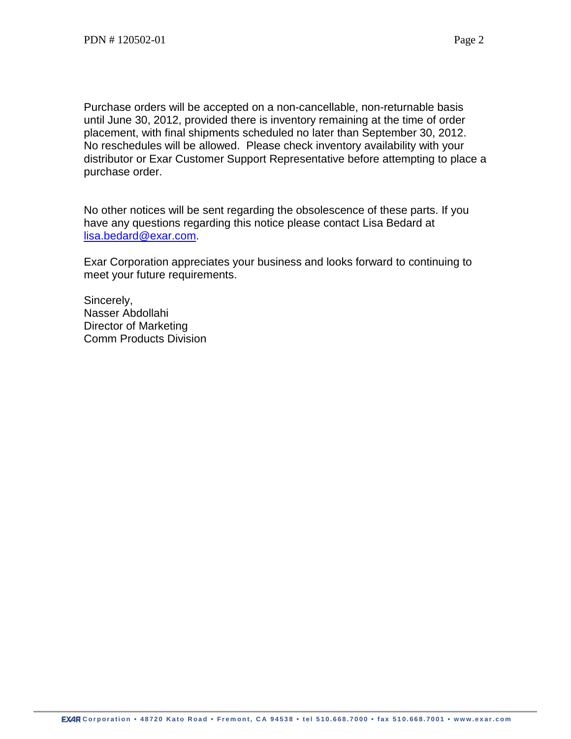Purchase orders will be accepted on a non-cancellable, non-returnable basis until June 30, 2012, provided there is inventory remaining at the time of order placement, with final shipments scheduled no later than September 30, 2012. No reschedules will be allowed. Please check inventory availability with your distributor or Exar Customer Support Representative before attempting to place a purchase order.

No other notices will be sent regarding the obsolescence of these parts. If you have any questions regarding this notice please contact Lisa Bedard at lisa.bedard@exar.com.

Exar Corporation appreciates your business and looks forward to continuing to meet your future requirements.

Sincerely,
Nasser Abdollahi
Director of Marketing
Comm Products Division